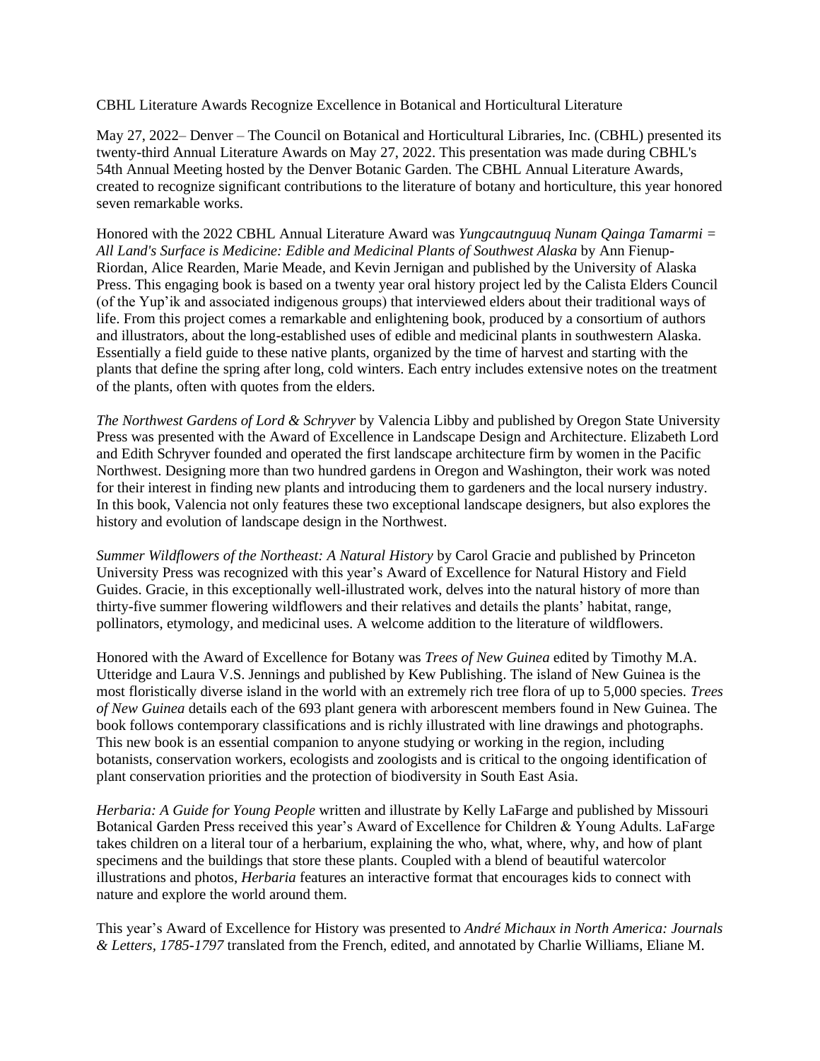CBHL Literature Awards Recognize Excellence in Botanical and Horticultural Literature

May 27, 2022– Denver – The Council on Botanical and Horticultural Libraries, Inc. (CBHL) presented its twenty-third Annual Literature Awards on May 27, 2022. This presentation was made during CBHL's 54th Annual Meeting hosted by the Denver Botanic Garden. The CBHL Annual Literature Awards, created to recognize significant contributions to the literature of botany and horticulture, this year honored seven remarkable works.

Honored with the 2022 CBHL Annual Literature Award was *Yungcautnguuq Nunam Qainga Tamarmi = All Land's Surface is Medicine: Edible and Medicinal Plants of Southwest Alaska* by Ann Fienup-Riordan, Alice Rearden, Marie Meade, and Kevin Jernigan and published by the University of Alaska Press. This engaging book is based on a twenty year oral history project led by the Calista Elders Council (of the Yup'ik and associated indigenous groups) that interviewed elders about their traditional ways of life. From this project comes a remarkable and enlightening book, produced by a consortium of authors and illustrators, about the long-established uses of edible and medicinal plants in southwestern Alaska. Essentially a field guide to these native plants, organized by the time of harvest and starting with the plants that define the spring after long, cold winters. Each entry includes extensive notes on the treatment of the plants, often with quotes from the elders.

*The Northwest Gardens of Lord & Schryver* by Valencia Libby and published by Oregon State University Press was presented with the Award of Excellence in Landscape Design and Architecture. Elizabeth Lord and Edith Schryver founded and operated the first landscape architecture firm by women in the Pacific Northwest. Designing more than two hundred gardens in Oregon and Washington, their work was noted for their interest in finding new plants and introducing them to gardeners and the local nursery industry. In this book, Valencia not only features these two exceptional landscape designers, but also explores the history and evolution of landscape design in the Northwest.

*Summer Wildflowers of the Northeast: A Natural History* by Carol Gracie and published by Princeton University Press was recognized with this year's Award of Excellence for Natural History and Field Guides. Gracie, in this exceptionally well-illustrated work, delves into the natural history of more than thirty-five summer flowering wildflowers and their relatives and details the plants' habitat, range, pollinators, etymology, and medicinal uses. A welcome addition to the literature of wildflowers.

Honored with the Award of Excellence for Botany was *Trees of New Guinea* edited by Timothy M.A. Utteridge and Laura V.S. Jennings and published by Kew Publishing. The island of New Guinea is the most floristically diverse island in the world with an extremely rich tree flora of up to 5,000 species. *Trees of New Guinea* details each of the 693 plant genera with arborescent members found in New Guinea. The book follows contemporary classifications and is richly illustrated with line drawings and photographs. This new book is an essential companion to anyone studying or working in the region, including botanists, conservation workers, ecologists and zoologists and is critical to the ongoing identification of plant conservation priorities and the protection of biodiversity in South East Asia.

*Herbaria: A Guide for Young People* written and illustrate by Kelly LaFarge and published by Missouri Botanical Garden Press received this year's Award of Excellence for Children & Young Adults. LaFarge takes children on a literal tour of a herbarium, explaining the who, what, where, why, and how of plant specimens and the buildings that store these plants. Coupled with a blend of beautiful watercolor illustrations and photos, *Herbaria* features an interactive format that encourages kids to connect with nature and explore the world around them.

This year's Award of Excellence for History was presented to *André Michaux in North America: Journals & Letters, 1785-1797* translated from the French, edited, and annotated by Charlie Williams, Eliane M.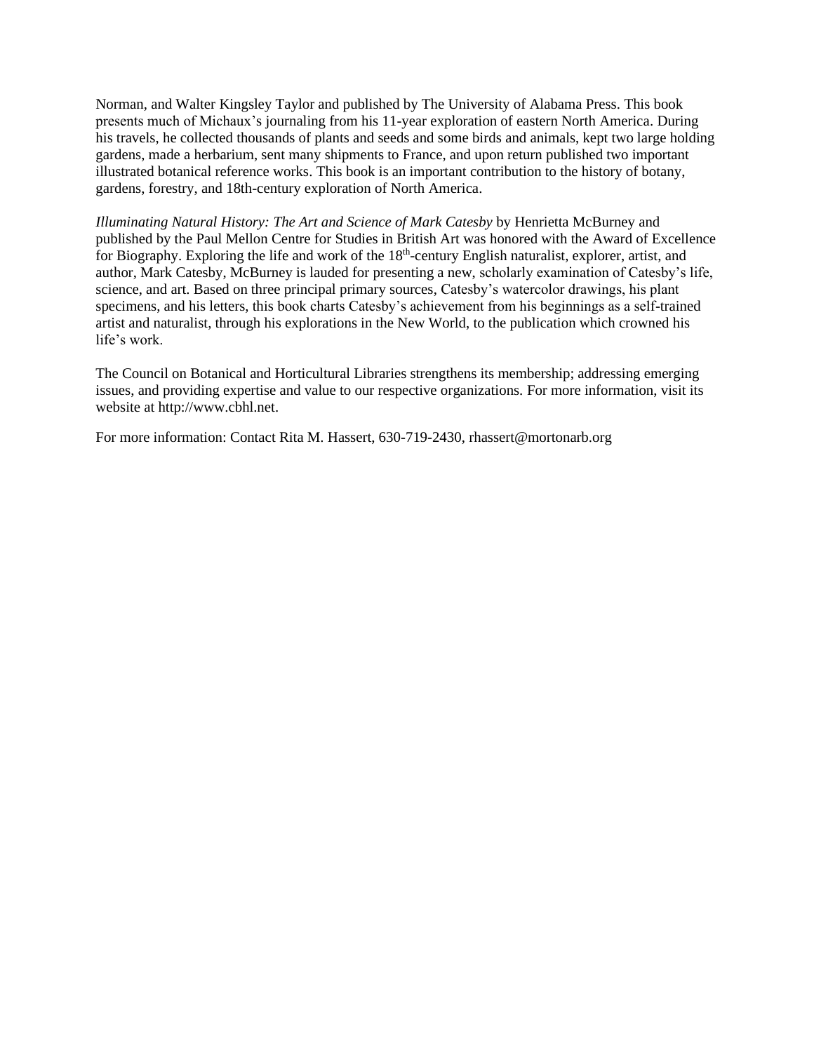Norman, and Walter Kingsley Taylor and published by The University of Alabama Press. This book presents much of Michaux's journaling from his 11-year exploration of eastern North America. During his travels, he collected thousands of plants and seeds and some birds and animals, kept two large holding gardens, made a herbarium, sent many shipments to France, and upon return published two important illustrated botanical reference works. This book is an important contribution to the history of botany, gardens, forestry, and 18th-century exploration of North America.

*Illuminating Natural History: The Art and Science of Mark Catesby* by Henrietta McBurney and published by the Paul Mellon Centre for Studies in British Art was honored with the Award of Excellence for Biography. Exploring the life and work of the 18th-century English naturalist, explorer, artist, and author, Mark Catesby, McBurney is lauded for presenting a new, scholarly examination of Catesby's life, science, and art. Based on three principal primary sources, Catesby's watercolor drawings, his plant specimens, and his letters, this book charts Catesby's achievement from his beginnings as a self-trained artist and naturalist, through his explorations in the New World, to the publication which crowned his life's work.

The Council on Botanical and Horticultural Libraries strengthens its membership; addressing emerging issues, and providing expertise and value to our respective organizations. For more information, visit its website at http://www.cbhl.net.

For more information: Contact Rita M. Hassert, 630-719-2430, rhassert@mortonarb.org